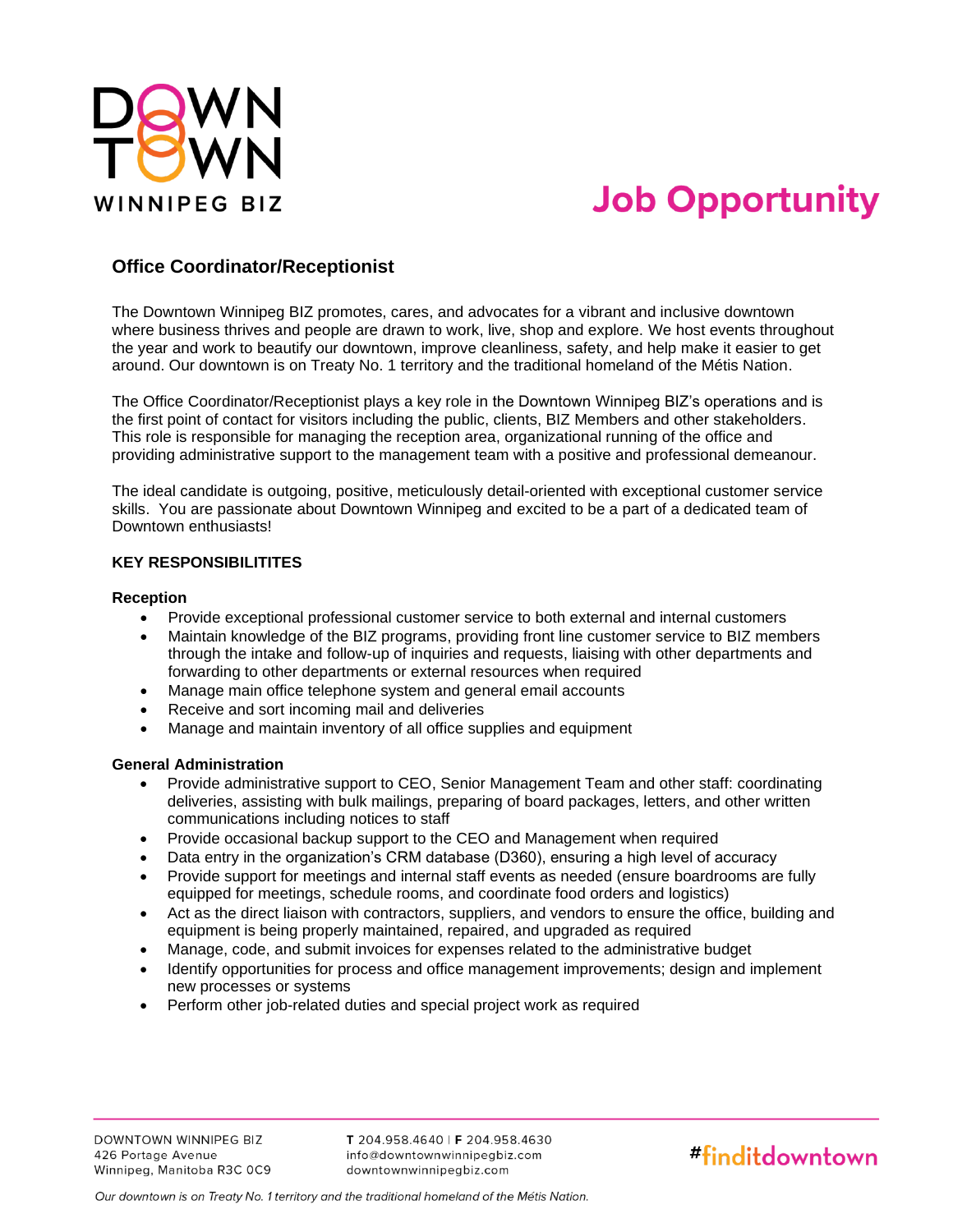DOWNTOWN
WINNIPEG BIZ

# Job Opportunity

## Office Coordinator/Receptionist

The Downtown Winnipeg BIZ promotes, cares, and advocates for a vibrant and inclusive downtown where business thrives and people are drawn to work, live, shop and explore. We host events throughout the year and work to beautify our downtown, improve cleanliness, safety, and help make it easier to get around. Our downtown is on Treaty No. 1 territory and the traditional homeland of the Métis Nation.

The Office Coordinator/Receptionist plays a key role in the Downtown Winnipeg BIZ's operations and is the first point of contact for visitors including the public, clients, BIZ Members and other stakeholders. This role is responsible for managing the reception area, organizational running of the office and providing administrative support to the management team with a positive and professional demeanour.

The ideal candidate is outgoing, positive, meticulously detail-oriented with exceptional customer service skills. You are passionate about Downtown Winnipeg and excited to be a part of a dedicated team of Downtown enthusiasts!

### KEY RESPONSIBILITITES

#### Reception

- Provide exceptional professional customer service to both external and internal customers
- Maintain knowledge of the BIZ programs, providing front line customer service to BIZ members through the intake and follow-up of inquiries and requests, liaising with other departments and forwarding to other departments or external resources when required
- Manage main office telephone system and general email accounts
- Receive and sort incoming mail and deliveries
- Manage and maintain inventory of all office supplies and equipment

#### General Administration

- Provide administrative support to CEO, Senior Management Team and other staff: coordinating deliveries, assisting with bulk mailings, preparing of board packages, letters, and other written communications including notices to staff
- Provide occasional backup support to the CEO and Management when required
- Data entry in the organization's CRM database (D360), ensuring a high level of accuracy
- Provide support for meetings and internal staff events as needed (ensure boardrooms are fully equipped for meetings, schedule rooms, and coordinate food orders and logistics)
- Act as the direct liaison with contractors, suppliers, and vendors to ensure the office, building and equipment is being properly maintained, repaired, and upgraded as required
- Manage, code, and submit invoices for expenses related to the administrative budget
- Identify opportunities for process and office management improvements; design and implement new processes or systems
- Perform other job-related duties and special project work as required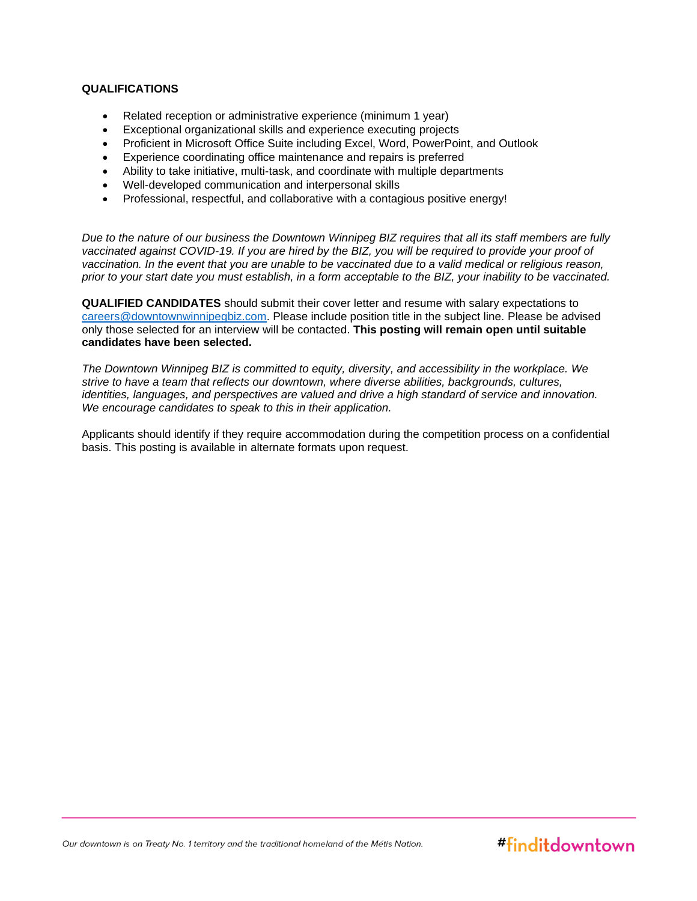**QUALIFICATIONS**

- Related reception or administrative experience (minimum 1 year)
- Exceptional organizational skills and experience executing projects
- Proficient in Microsoft Office Suite including Excel, Word, PowerPoint, and Outlook
- Experience coordinating office maintenance and repairs is preferred
- Ability to take initiative, multi-task, and coordinate with multiple departments
- Well-developed communication and interpersonal skills
- Professional, respectful, and collaborative with a contagious positive energy!

*Due to the nature of our business the Downtown Winnipeg BIZ requires that all its staff members are fully vaccinated against COVID-19. If you are hired by the BIZ, you will be required to provide your proof of vaccination. In the event that you are unable to be vaccinated due to a valid medical or religious reason, prior to your start date you must establish, in a form acceptable to the BIZ, your inability to be vaccinated.*

**QUALIFIED CANDIDATES** should submit their cover letter and resume with salary expectations to careers@downtownwinnipegbiz.com. Please include position title in the subject line. Please be advised only those selected for an interview will be contacted. **This posting will remain open until suitable candidates have been selected.**

*The Downtown Winnipeg BIZ is committed to equity, diversity, and accessibility in the workplace. We strive to have a team that reflects our downtown, where diverse abilities, backgrounds, cultures, identities, languages, and perspectives are valued and drive a high standard of service and innovation. We encourage candidates to speak to this in their application.*

Applicants should identify if they require accommodation during the competition process on a confidential basis. This posting is available in alternate formats upon request.